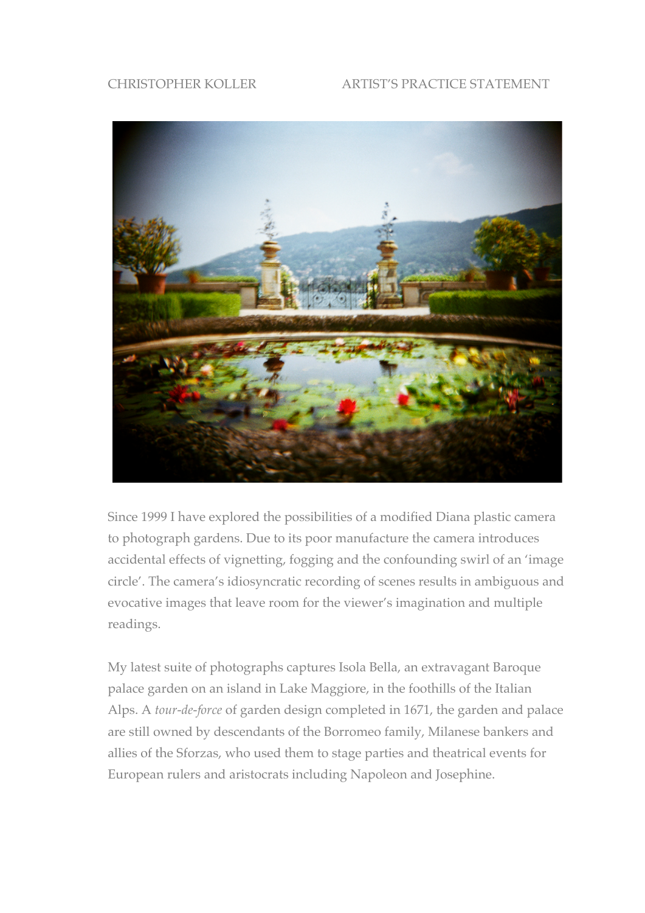CHRISTOPHER KOLLER ARTIST'S PRACTICE STATEMENT

Since 1999 I have explored the possibilities of a modified Diana plastic camera to photograph gardens. Due to its poor manufacture the camera introduces accidental effects of vignetting, fogging and the confounding swirl of an 'image circle'. The camera's idiosyncratic recording of scenes results in ambiguous and evocative images that leave room for the viewer's imagination and multiple readings.

My latest suite of photographs captures Isola Bella, an extravagant Baroque palace garden on an island in Lake Maggiore, in the foothills of the Italian Alps. A *tour-de-force* of garden design completed in 1671, the garden and palace are still owned by descendants of the Borromeo family, Milanese bankers and allies of the Sforzas, who used them to stage parties and theatrical events for European rulers and aristocrats including Napoleon and Josephine.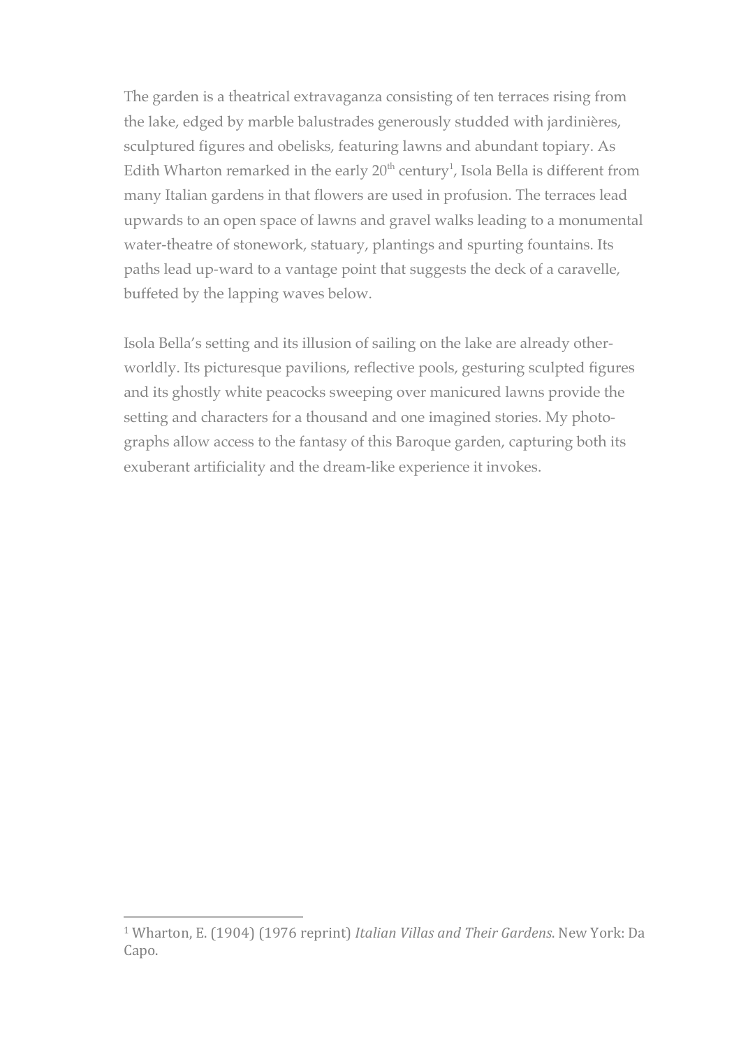The garden is a theatrical extravaganza consisting of ten terraces rising from the lake, edged by marble balustrades generously studded with jardinières, sculptured figures and obelisks, featuring lawns and abundant topiary. As Edith Wharton remarked in the early 20th century[1], Isola Bella is different from many Italian gardens in that flowers are used in profusion. The terraces lead upwards to an open space of lawns and gravel walks leading to a monumental water-theatre of stonework, statuary, plantings and spurting fountains. Its paths lead up-ward to a vantage point that suggests the deck of a caravelle, buffeted by the lapping waves below.

Isola Bella's setting and its illusion of sailing on the lake are already other-worldly. Its picturesque pavilions, reflective pools, gesturing sculpted figures and its ghostly white peacocks sweeping over manicured lawns provide the setting and characters for a thousand and one imagined stories. My photo-graphs allow access to the fantasy of this Baroque garden, capturing both its exuberant artificiality and the dream-like experience it invokes.

---

[1] Wharton, E. (1904) (1976 reprint) *Italian Villas and Their Gardens*. New York: Da Capo.